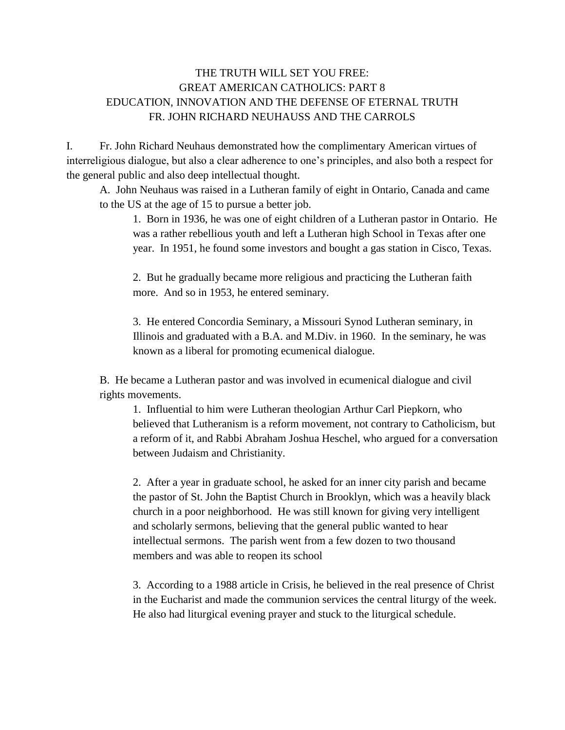# THE TRUTH WILL SET YOU FREE:
# GREAT AMERICAN CATHOLICS: PART 8
# EDUCATION, INNOVATION AND THE DEFENSE OF ETERNAL TRUTH
# FR. JOHN RICHARD NEUHAUSS AND THE CARROLS

I. Fr. John Richard Neuhaus demonstrated how the complimentary American virtues of interreligious dialogue, but also a clear adherence to one's principles, and also both a respect for the general public and also deep intellectual thought.

A. John Neuhaus was raised in a Lutheran family of eight in Ontario, Canada and came to the US at the age of 15 to pursue a better job.

1. Born in 1936, he was one of eight children of a Lutheran pastor in Ontario. He was a rather rebellious youth and left a Lutheran high School in Texas after one year. In 1951, he found some investors and bought a gas station in Cisco, Texas.

2. But he gradually became more religious and practicing the Lutheran faith more. And so in 1953, he entered seminary.

3. He entered Concordia Seminary, a Missouri Synod Lutheran seminary, in Illinois and graduated with a B.A. and M.Div. in 1960. In the seminary, he was known as a liberal for promoting ecumenical dialogue.

B. He became a Lutheran pastor and was involved in ecumenical dialogue and civil rights movements.

1. Influential to him were Lutheran theologian Arthur Carl Piepkorn, who believed that Lutheranism is a reform movement, not contrary to Catholicism, but a reform of it, and Rabbi Abraham Joshua Heschel, who argued for a conversation between Judaism and Christianity.

2. After a year in graduate school, he asked for an inner city parish and became the pastor of St. John the Baptist Church in Brooklyn, which was a heavily black church in a poor neighborhood. He was still known for giving very intelligent and scholarly sermons, believing that the general public wanted to hear intellectual sermons. The parish went from a few dozen to two thousand members and was able to reopen its school

3. According to a 1988 article in Crisis, he believed in the real presence of Christ in the Eucharist and made the communion services the central liturgy of the week. He also had liturgical evening prayer and stuck to the liturgical schedule.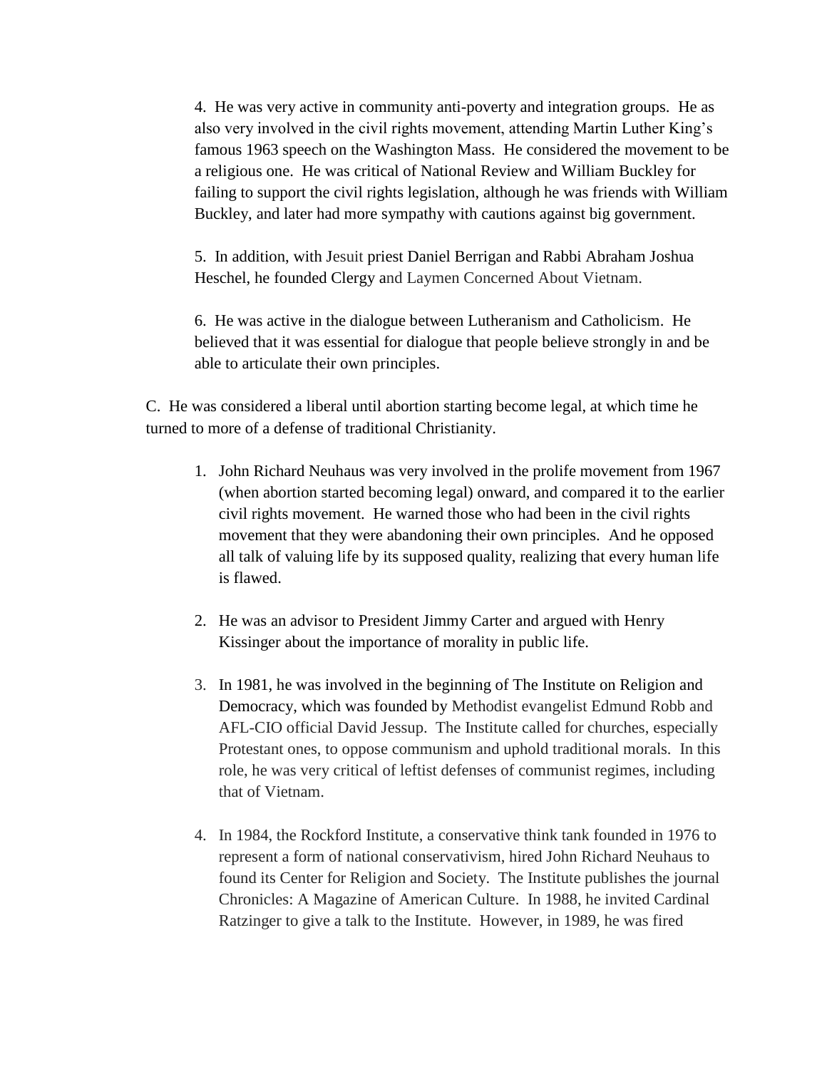4. He was very active in community anti-poverty and integration groups. He as also very involved in the civil rights movement, attending Martin Luther King's famous 1963 speech on the Washington Mass. He considered the movement to be a religious one. He was critical of National Review and William Buckley for failing to support the civil rights legislation, although he was friends with William Buckley, and later had more sympathy with cautions against big government.

5. In addition, with Jesuit priest Daniel Berrigan and Rabbi Abraham Joshua Heschel, he founded Clergy and Laymen Concerned About Vietnam.

6. He was active in the dialogue between Lutheranism and Catholicism. He believed that it was essential for dialogue that people believe strongly in and be able to articulate their own principles.

C. He was considered a liberal until abortion starting become legal, at which time he turned to more of a defense of traditional Christianity.

1. John Richard Neuhaus was very involved in the prolife movement from 1967 (when abortion started becoming legal) onward, and compared it to the earlier civil rights movement. He warned those who had been in the civil rights movement that they were abandoning their own principles. And he opposed all talk of valuing life by its supposed quality, realizing that every human life is flawed.

2. He was an advisor to President Jimmy Carter and argued with Henry Kissinger about the importance of morality in public life.

3. In 1981, he was involved in the beginning of The Institute on Religion and Democracy, which was founded by Methodist evangelist Edmund Robb and AFL-CIO official David Jessup. The Institute called for churches, especially Protestant ones, to oppose communism and uphold traditional morals. In this role, he was very critical of leftist defenses of communist regimes, including that of Vietnam.

4. In 1984, the Rockford Institute, a conservative think tank founded in 1976 to represent a form of national conservativism, hired John Richard Neuhaus to found its Center for Religion and Society. The Institute publishes the journal Chronicles: A Magazine of American Culture. In 1988, he invited Cardinal Ratzinger to give a talk to the Institute. However, in 1989, he was fired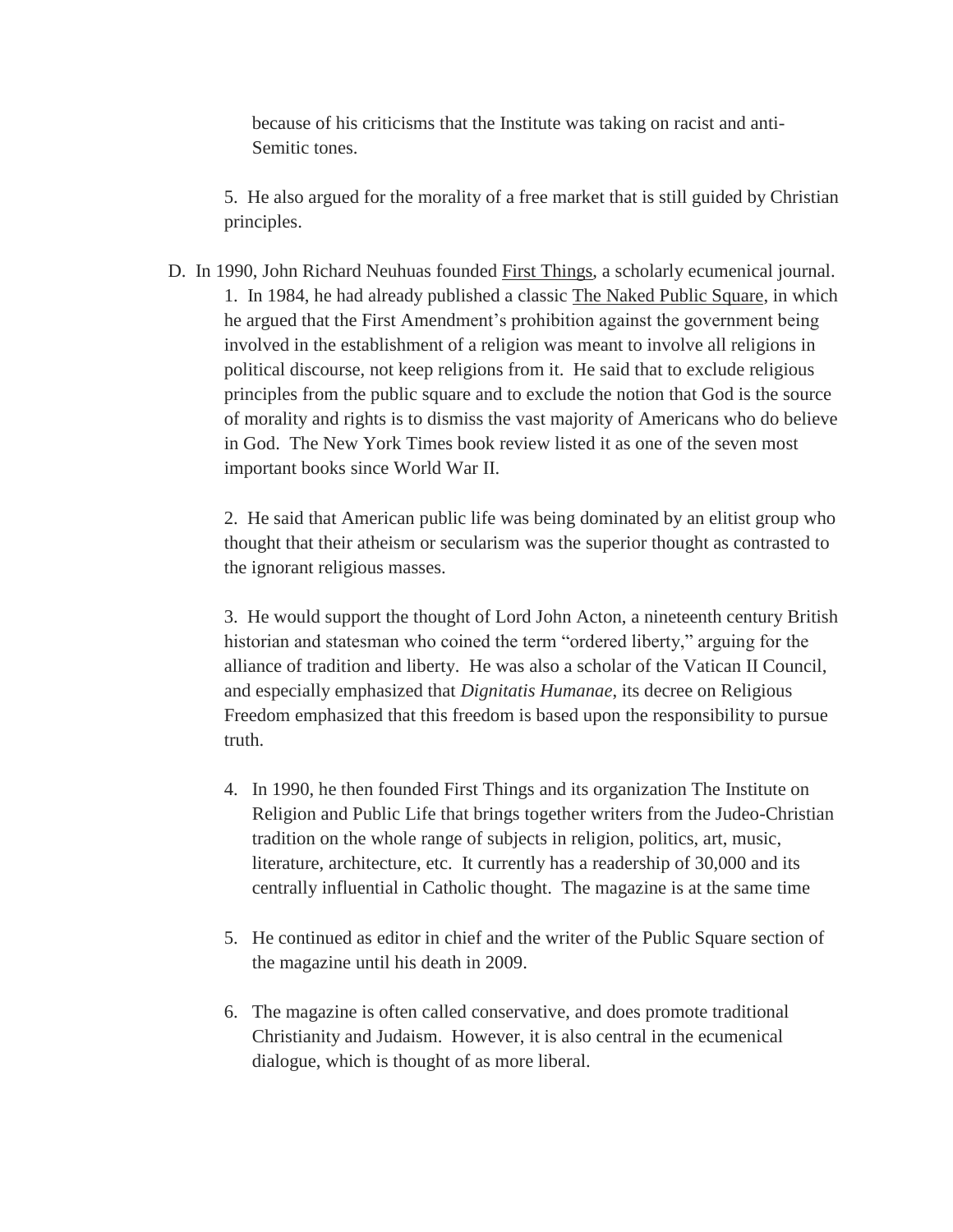because of his criticisms that the Institute was taking on racist and anti-Semitic tones.

5. He also argued for the morality of a free market that is still guided by Christian principles.

D. In 1990, John Richard Neuhuas founded First Things, a scholarly ecumenical journal.

1. In 1984, he had already published a classic The Naked Public Square, in which he argued that the First Amendment's prohibition against the government being involved in the establishment of a religion was meant to involve all religions in political discourse, not keep religions from it. He said that to exclude religious principles from the public square and to exclude the notion that God is the source of morality and rights is to dismiss the vast majority of Americans who do believe in God. The New York Times book review listed it as one of the seven most important books since World War II.

2. He said that American public life was being dominated by an elitist group who thought that their atheism or secularism was the superior thought as contrasted to the ignorant religious masses.

3. He would support the thought of Lord John Acton, a nineteenth century British historian and statesman who coined the term "ordered liberty," arguing for the alliance of tradition and liberty. He was also a scholar of the Vatican II Council, and especially emphasized that *Dignitatis Humanae*, its decree on Religious Freedom emphasized that this freedom is based upon the responsibility to pursue truth.

4. In 1990, he then founded First Things and its organization The Institute on Religion and Public Life that brings together writers from the Judeo-Christian tradition on the whole range of subjects in religion, politics, art, music, literature, architecture, etc. It currently has a readership of 30,000 and its centrally influential in Catholic thought. The magazine is at the same time

5. He continued as editor in chief and the writer of the Public Square section of the magazine until his death in 2009.

6. The magazine is often called conservative, and does promote traditional Christianity and Judaism. However, it is also central in the ecumenical dialogue, which is thought of as more liberal.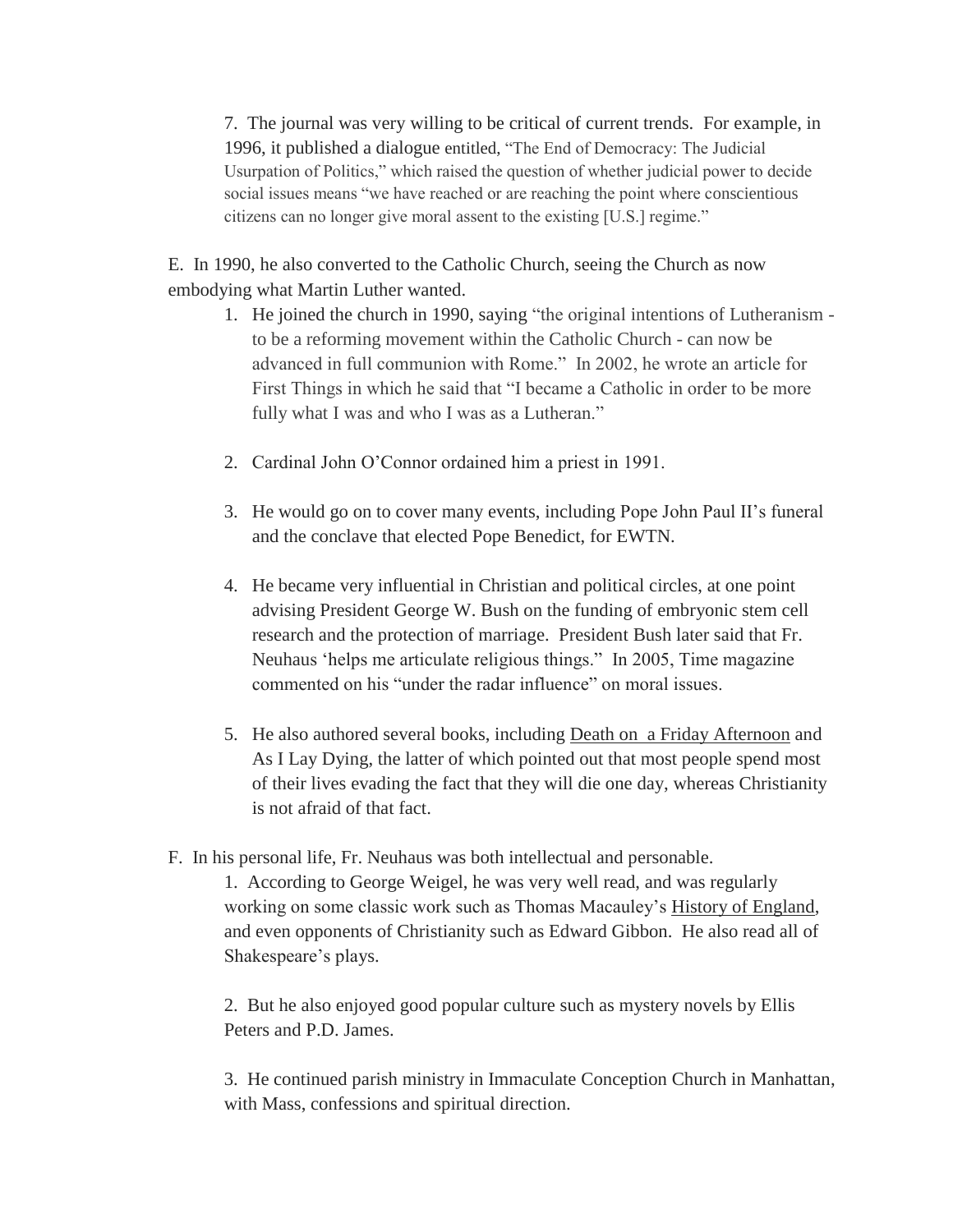7. The journal was very willing to be critical of current trends. For example, in 1996, it published a dialogue entitled, "The End of Democracy: The Judicial Usurpation of Politics," which raised the question of whether judicial power to decide social issues means "we have reached or are reaching the point where conscientious citizens can no longer give moral assent to the existing [U.S.] regime."

E. In 1990, he also converted to the Catholic Church, seeing the Church as now embodying what Martin Luther wanted.

1. He joined the church in 1990, saying "the original intentions of Lutheranism - to be a reforming movement within the Catholic Church - can now be advanced in full communion with Rome." In 2002, he wrote an article for First Things in which he said that "I became a Catholic in order to be more fully what I was and who I was as a Lutheran."

2. Cardinal John O'Connor ordained him a priest in 1991.

3. He would go on to cover many events, including Pope John Paul II's funeral and the conclave that elected Pope Benedict, for EWTN.

4. He became very influential in Christian and political circles, at one point advising President George W. Bush on the funding of embryonic stem cell research and the protection of marriage. President Bush later said that Fr. Neuhaus 'helps me articulate religious things." In 2005, Time magazine commented on his "under the radar influence" on moral issues.

5. He also authored several books, including <u>Death on a Friday Afternoon</u> and As I Lay Dying, the latter of which pointed out that most people spend most of their lives evading the fact that they will die one day, whereas Christianity is not afraid of that fact.

F. In his personal life, Fr. Neuhaus was both intellectual and personable.

1. According to George Weigel, he was very well read, and was regularly working on some classic work such as Thomas Macauley's <u>History of England</u>, and even opponents of Christianity such as Edward Gibbon. He also read all of Shakespeare's plays.

2. But he also enjoyed good popular culture such as mystery novels by Ellis Peters and P.D. James.

3. He continued parish ministry in Immaculate Conception Church in Manhattan, with Mass, confessions and spiritual direction.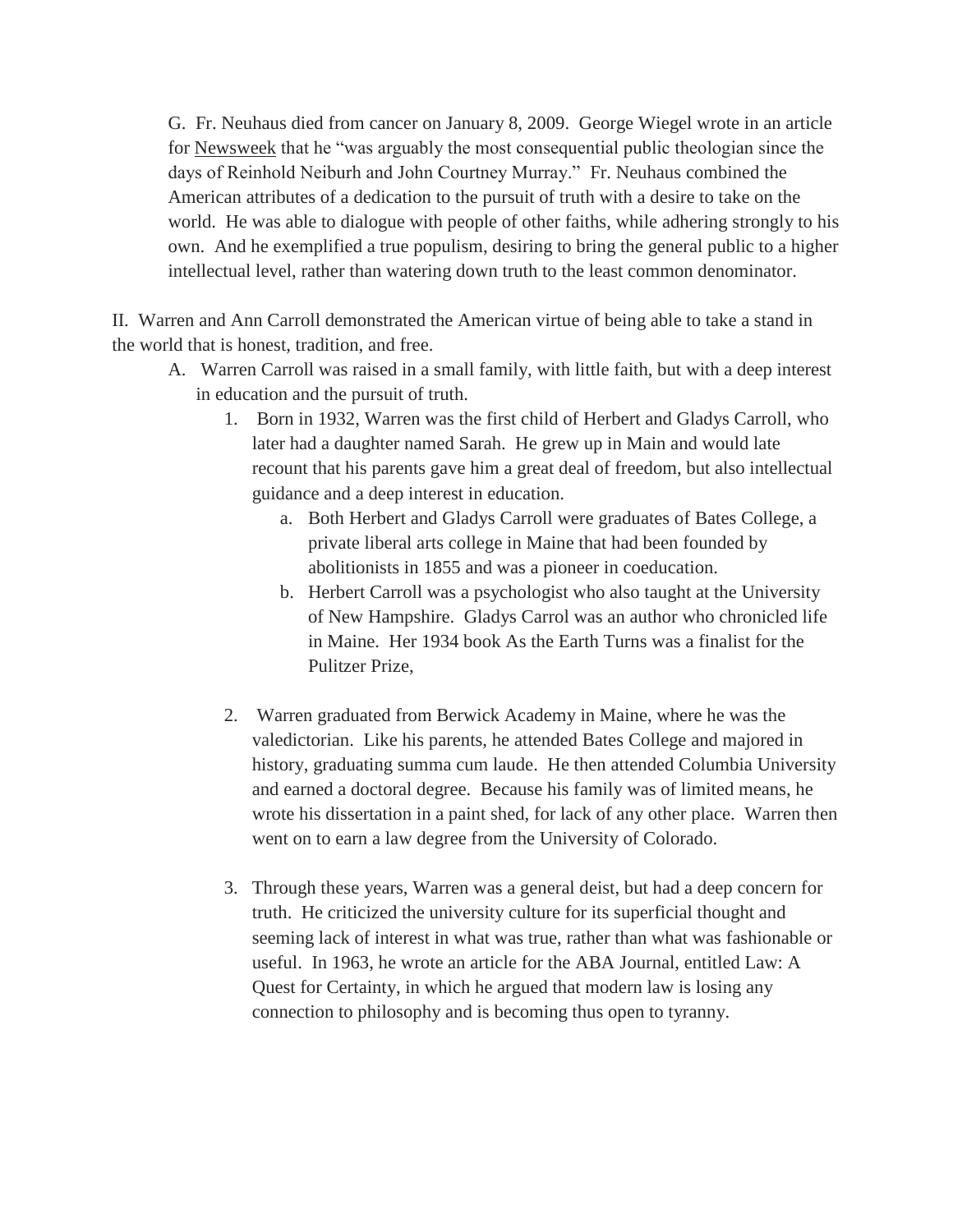G. Fr. Neuhaus died from cancer on January 8, 2009. George Wiegel wrote in an article for <u>Newsweek</u> that he "was arguably the most consequential public theologian since the days of Reinhold Neiburh and John Courtney Murray." Fr. Neuhaus combined the American attributes of a dedication to the pursuit of truth with a desire to take on the world. He was able to dialogue with people of other faiths, while adhering strongly to his own. And he exemplified a true populism, desiring to bring the general public to a higher intellectual level, rather than watering down truth to the least common denominator.

II. Warren and Ann Carroll demonstrated the American virtue of being able to take a stand in the world that is honest, tradition, and free.

A. Warren Carroll was raised in a small family, with little faith, but with a deep interest in education and the pursuit of truth.

1. Born in 1932, Warren was the first child of Herbert and Gladys Carroll, who later had a daughter named Sarah. He grew up in Main and would late recount that his parents gave him a great deal of freedom, but also intellectual guidance and a deep interest in education.

   a. Both Herbert and Gladys Carroll were graduates of Bates College, a private liberal arts college in Maine that had been founded by abolitionists in 1855 and was a pioneer in coeducation.

   b. Herbert Carroll was a psychologist who also taught at the University of New Hampshire. Gladys Carrol was an author who chronicled life in Maine. Her 1934 book As the Earth Turns was a finalist for the Pulitzer Prize,

2. Warren graduated from Berwick Academy in Maine, where he was the valedictorian. Like his parents, he attended Bates College and majored in history, graduating summa cum laude. He then attended Columbia University and earned a doctoral degree. Because his family was of limited means, he wrote his dissertation in a paint shed, for lack of any other place. Warren then went on to earn a law degree from the University of Colorado.

3. Through these years, Warren was a general deist, but had a deep concern for truth. He criticized the university culture for its superficial thought and seeming lack of interest in what was true, rather than what was fashionable or useful. In 1963, he wrote an article for the ABA Journal, entitled Law: A Quest for Certainty, in which he argued that modern law is losing any connection to philosophy and is becoming thus open to tyranny.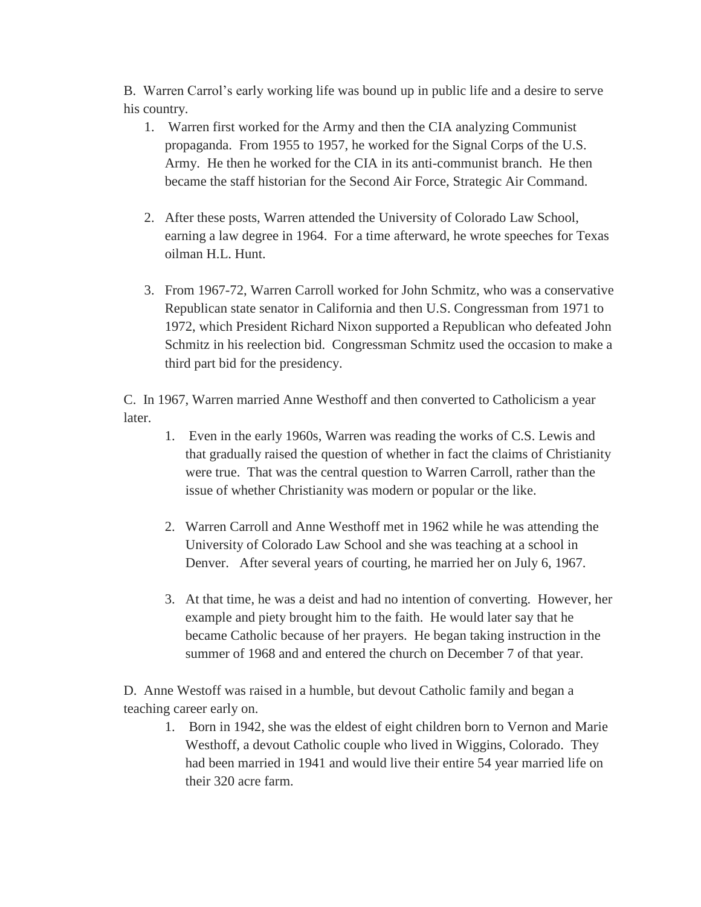B. Warren Carrol's early working life was bound up in public life and a desire to serve his country.

1. Warren first worked for the Army and then the CIA analyzing Communist propaganda. From 1955 to 1957, he worked for the Signal Corps of the U.S. Army. He then he worked for the CIA in its anti-communist branch. He then became the staff historian for the Second Air Force, Strategic Air Command.

2. After these posts, Warren attended the University of Colorado Law School, earning a law degree in 1964. For a time afterward, he wrote speeches for Texas oilman H.L. Hunt.

3. From 1967-72, Warren Carroll worked for John Schmitz, who was a conservative Republican state senator in California and then U.S. Congressman from 1971 to 1972, which President Richard Nixon supported a Republican who defeated John Schmitz in his reelection bid. Congressman Schmitz used the occasion to make a third part bid for the presidency.

C. In 1967, Warren married Anne Westhoff and then converted to Catholicism a year later.

1. Even in the early 1960s, Warren was reading the works of C.S. Lewis and that gradually raised the question of whether in fact the claims of Christianity were true. That was the central question to Warren Carroll, rather than the issue of whether Christianity was modern or popular or the like.

2. Warren Carroll and Anne Westhoff met in 1962 while he was attending the University of Colorado Law School and she was teaching at a school in Denver. After several years of courting, he married her on July 6, 1967.

3. At that time, he was a deist and had no intention of converting. However, her example and piety brought him to the faith. He would later say that he became Catholic because of her prayers. He began taking instruction in the summer of 1968 and and entered the church on December 7 of that year.

D. Anne Westoff was raised in a humble, but devout Catholic family and began a teaching career early on.

1. Born in 1942, she was the eldest of eight children born to Vernon and Marie Westhoff, a devout Catholic couple who lived in Wiggins, Colorado. They had been married in 1941 and would live their entire 54 year married life on their 320 acre farm.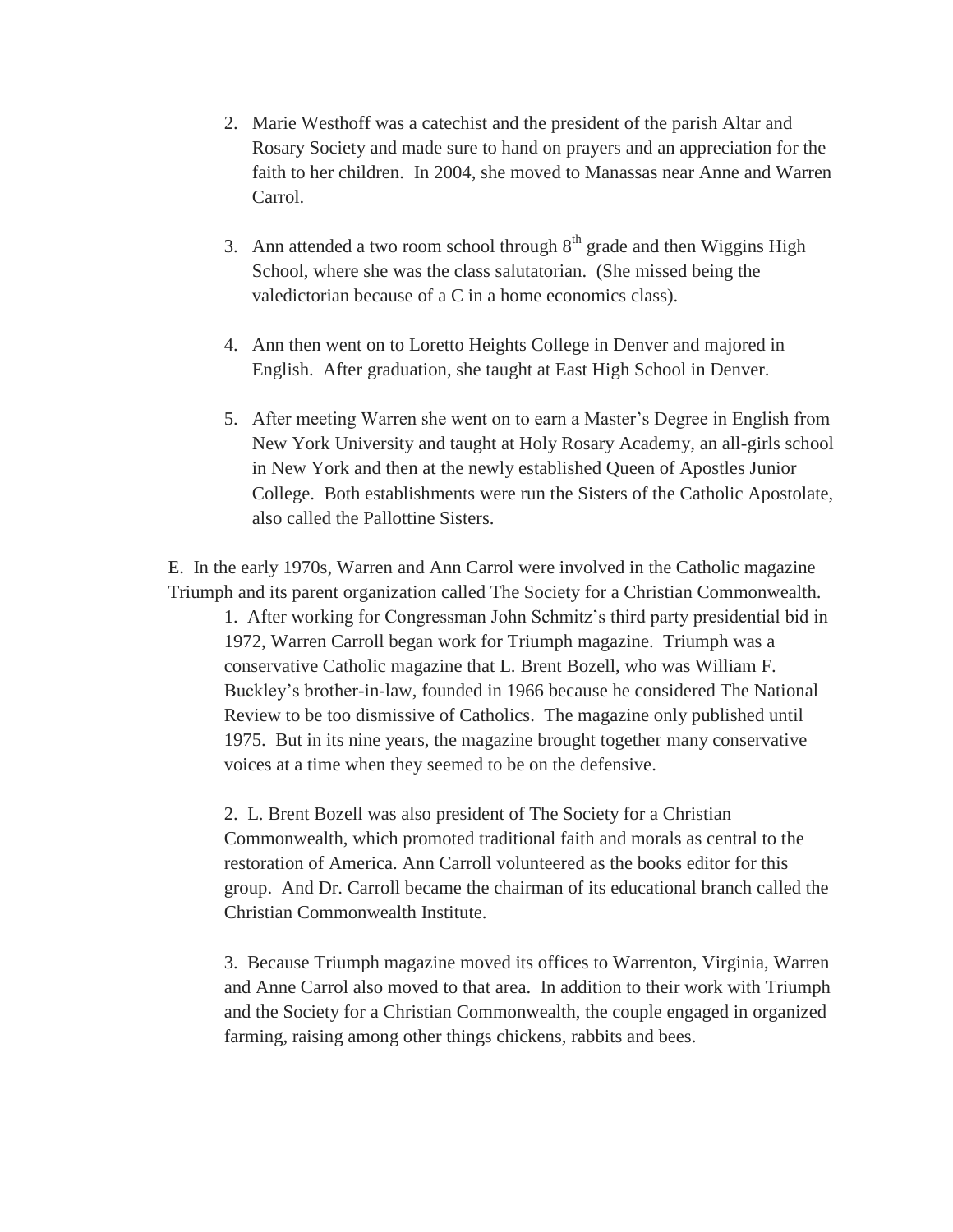2. Marie Westhoff was a catechist and the president of the parish Altar and Rosary Society and made sure to hand on prayers and an appreciation for the faith to her children. In 2004, she moved to Manassas near Anne and Warren Carrol.

3. Ann attended a two room school through 8th grade and then Wiggins High School, where she was the class salutatorian. (She missed being the valedictorian because of a C in a home economics class).

4. Ann then went on to Loretto Heights College in Denver and majored in English. After graduation, she taught at East High School in Denver.

5. After meeting Warren she went on to earn a Master's Degree in English from New York University and taught at Holy Rosary Academy, an all-girls school in New York and then at the newly established Queen of Apostles Junior College. Both establishments were run the Sisters of the Catholic Apostolate, also called the Pallottine Sisters.

E. In the early 1970s, Warren and Ann Carrol were involved in the Catholic magazine Triumph and its parent organization called The Society for a Christian Commonwealth.

1. After working for Congressman John Schmitz's third party presidential bid in 1972, Warren Carroll began work for Triumph magazine. Triumph was a conservative Catholic magazine that L. Brent Bozell, who was William F. Buckley's brother-in-law, founded in 1966 because he considered The National Review to be too dismissive of Catholics. The magazine only published until 1975. But in its nine years, the magazine brought together many conservative voices at a time when they seemed to be on the defensive.

2. L. Brent Bozell was also president of The Society for a Christian Commonwealth, which promoted traditional faith and morals as central to the restoration of America. Ann Carroll volunteered as the books editor for this group. And Dr. Carroll became the chairman of its educational branch called the Christian Commonwealth Institute.

3. Because Triumph magazine moved its offices to Warrenton, Virginia, Warren and Anne Carrol also moved to that area. In addition to their work with Triumph and the Society for a Christian Commonwealth, the couple engaged in organized farming, raising among other things chickens, rabbits and bees.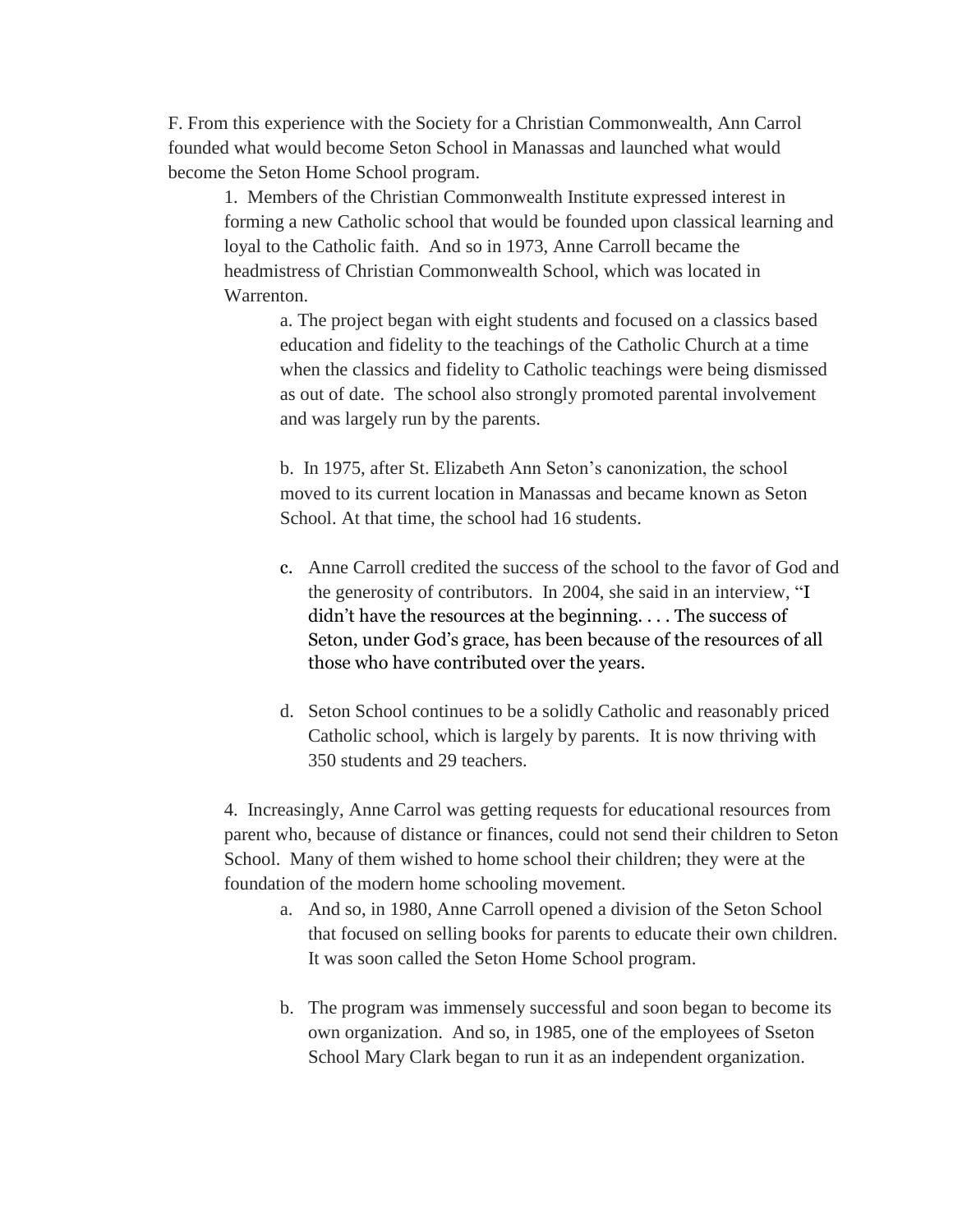F. From this experience with the Society for a Christian Commonwealth, Ann Carrol founded what would become Seton School in Manassas and launched what would become the Seton Home School program.

1. Members of the Christian Commonwealth Institute expressed interest in forming a new Catholic school that would be founded upon classical learning and loyal to the Catholic faith. And so in 1973, Anne Carroll became the headmistress of Christian Commonwealth School, which was located in Warrenton.

    a. The project began with eight students and focused on a classics based education and fidelity to the teachings of the Catholic Church at a time when the classics and fidelity to Catholic teachings were being dismissed as out of date. The school also strongly promoted parental involvement and was largely run by the parents.

    b. In 1975, after St. Elizabeth Ann Seton's canonization, the school moved to its current location in Manassas and became known as Seton School. At that time, the school had 16 students.

    c. Anne Carroll credited the success of the school to the favor of God and the generosity of contributors. In 2004, she said in an interview, "I didn't have the resources at the beginning. . . . The success of Seton, under God's grace, has been because of the resources of all those who have contributed over the years.

    d. Seton School continues to be a solidly Catholic and reasonably priced Catholic school, which is largely by parents. It is now thriving with 350 students and 29 teachers.

4. Increasingly, Anne Carrol was getting requests for educational resources from parent who, because of distance or finances, could not send their children to Seton School. Many of them wished to home school their children; they were at the foundation of the modern home schooling movement.

    a. And so, in 1980, Anne Carroll opened a division of the Seton School that focused on selling books for parents to educate their own children. It was soon called the Seton Home School program.

    b. The program was immensely successful and soon began to become its own organization. And so, in 1985, one of the employees of Sseton School Mary Clark began to run it as an independent organization.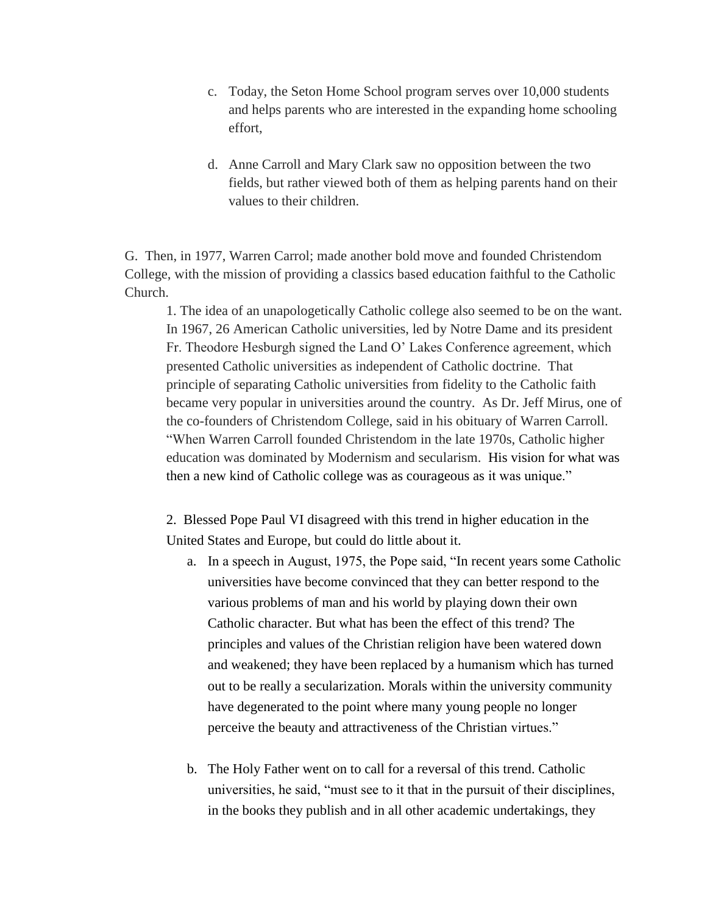c. Today, the Seton Home School program serves over 10,000 students and helps parents who are interested in the expanding home schooling effort,

d. Anne Carroll and Mary Clark saw no opposition between the two fields, but rather viewed both of them as helping parents hand on their values to their children.

G. Then, in 1977, Warren Carrol; made another bold move and founded Christendom College, with the mission of providing a classics based education faithful to the Catholic Church.

1. The idea of an unapologetically Catholic college also seemed to be on the want. In 1967, 26 American Catholic universities, led by Notre Dame and its president Fr. Theodore Hesburgh signed the Land O' Lakes Conference agreement, which presented Catholic universities as independent of Catholic doctrine. That principle of separating Catholic universities from fidelity to the Catholic faith became very popular in universities around the country. As Dr. Jeff Mirus, one of the co-founders of Christendom College, said in his obituary of Warren Carroll. "When Warren Carroll founded Christendom in the late 1970s, Catholic higher education was dominated by Modernism and secularism. His vision for what was then a new kind of Catholic college was as courageous as it was unique."

2. Blessed Pope Paul VI disagreed with this trend in higher education in the United States and Europe, but could do little about it.

a. In a speech in August, 1975, the Pope said, "In recent years some Catholic universities have become convinced that they can better respond to the various problems of man and his world by playing down their own Catholic character. But what has been the effect of this trend? The principles and values of the Christian religion have been watered down and weakened; they have been replaced by a humanism which has turned out to be really a secularization. Morals within the university community have degenerated to the point where many young people no longer perceive the beauty and attractiveness of the Christian virtues."

b. The Holy Father went on to call for a reversal of this trend. Catholic universities, he said, "must see to it that in the pursuit of their disciplines, in the books they publish and in all other academic undertakings, they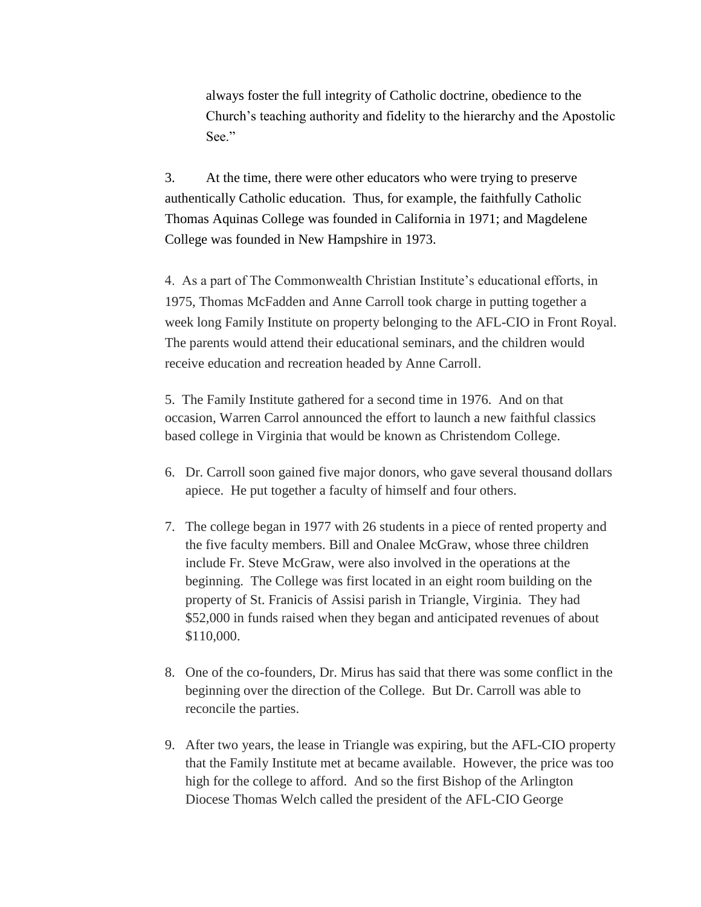always foster the full integrity of Catholic doctrine, obedience to the Church's teaching authority and fidelity to the hierarchy and the Apostolic See."

3. At the time, there were other educators who were trying to preserve authentically Catholic education. Thus, for example, the faithfully Catholic Thomas Aquinas College was founded in California in 1971; and Magdelene College was founded in New Hampshire in 1973.

4. As a part of The Commonwealth Christian Institute's educational efforts, in 1975, Thomas McFadden and Anne Carroll took charge in putting together a week long Family Institute on property belonging to the AFL-CIO in Front Royal. The parents would attend their educational seminars, and the children would receive education and recreation headed by Anne Carroll.

5. The Family Institute gathered for a second time in 1976. And on that occasion, Warren Carrol announced the effort to launch a new faithful classics based college in Virginia that would be known as Christendom College.

6. Dr. Carroll soon gained five major donors, who gave several thousand dollars apiece. He put together a faculty of himself and four others.

7. The college began in 1977 with 26 students in a piece of rented property and the five faculty members. Bill and Onalee McGraw, whose three children include Fr. Steve McGraw, were also involved in the operations at the beginning. The College was first located in an eight room building on the property of St. Franicis of Assisi parish in Triangle, Virginia. They had $52,000 in funds raised when they began and anticipated revenues of about $110,000.

8. One of the co-founders, Dr. Mirus has said that there was some conflict in the beginning over the direction of the College. But Dr. Carroll was able to reconcile the parties.

9. After two years, the lease in Triangle was expiring, but the AFL-CIO property that the Family Institute met at became available. However, the price was too high for the college to afford. And so the first Bishop of the Arlington Diocese Thomas Welch called the president of the AFL-CIO George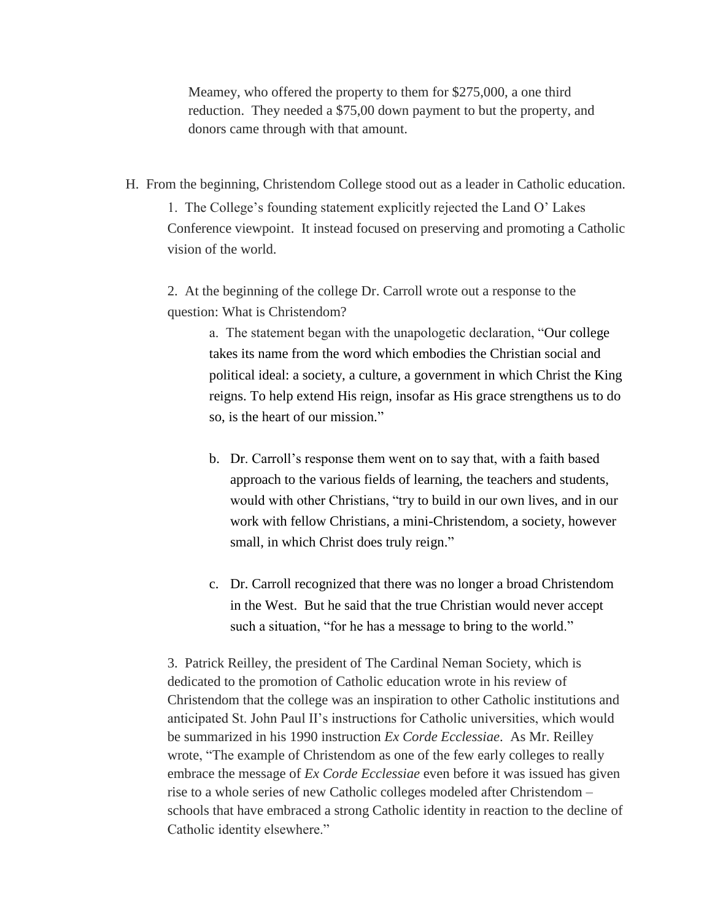Meamey, who offered the property to them for $275,000, a one third reduction. They needed a $75,00 down payment to but the property, and donors came through with that amount.

H. From the beginning, Christendom College stood out as a leader in Catholic education.

1. The College's founding statement explicitly rejected the Land O' Lakes Conference viewpoint. It instead focused on preserving and promoting a Catholic vision of the world.

2. At the beginning of the college Dr. Carroll wrote out a response to the question: What is Christendom?

a. The statement began with the unapologetic declaration, "Our college takes its name from the word which embodies the Christian social and political ideal: a society, a culture, a government in which Christ the King reigns. To help extend His reign, insofar as His grace strengthens us to do so, is the heart of our mission."

b. Dr. Carroll's response them went on to say that, with a faith based approach to the various fields of learning, the teachers and students, would with other Christians, "try to build in our own lives, and in our work with fellow Christians, a mini-Christendom, a society, however small, in which Christ does truly reign."

c. Dr. Carroll recognized that there was no longer a broad Christendom in the West. But he said that the true Christian would never accept such a situation, "for he has a message to bring to the world."

3. Patrick Reilley, the president of The Cardinal Neman Society, which is dedicated to the promotion of Catholic education wrote in his review of Christendom that the college was an inspiration to other Catholic institutions and anticipated St. John Paul II's instructions for Catholic universities, which would be summarized in his 1990 instruction *Ex Corde Eccelssiae*. As Mr. Reilley wrote, "The example of Christendom as one of the few early colleges to really embrace the message of *Ex Corde Eccelssiae* even before it was issued has given rise to a whole series of new Catholic colleges modeled after Christendom – schools that have embraced a strong Catholic identity in reaction to the decline of Catholic identity elsewhere."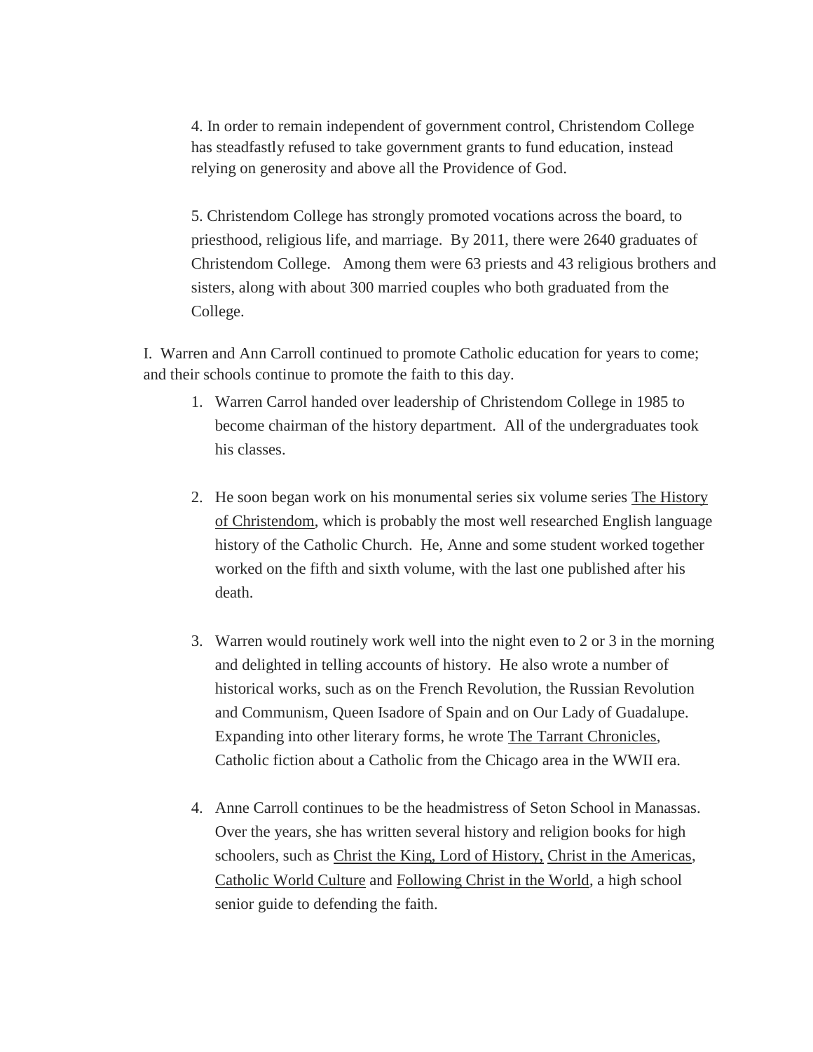4. In order to remain independent of government control, Christendom College has steadfastly refused to take government grants to fund education, instead relying on generosity and above all the Providence of God.

5. Christendom College has strongly promoted vocations across the board, to priesthood, religious life, and marriage. By 2011, there were 2640 graduates of Christendom College. Among them were 63 priests and 43 religious brothers and sisters, along with about 300 married couples who both graduated from the College.

I. Warren and Ann Carroll continued to promote Catholic education for years to come; and their schools continue to promote the faith to this day.

1. Warren Carrol handed over leadership of Christendom College in 1985 to become chairman of the history department. All of the undergraduates took his classes.

2. He soon began work on his monumental series six volume series <u>The History of Christendom</u>, which is probably the most well researched English language history of the Catholic Church. He, Anne and some student worked together worked on the fifth and sixth volume, with the last one published after his death.

3. Warren would routinely work well into the night even to 2 or 3 in the morning and delighted in telling accounts of history. He also wrote a number of historical works, such as on the French Revolution, the Russian Revolution and Communism, Queen Isadore of Spain and on Our Lady of Guadalupe. Expanding into other literary forms, he wrote <u>The Tarrant Chronicles</u>, Catholic fiction about a Catholic from the Chicago area in the WWII era.

4. Anne Carroll continues to be the headmistress of Seton School in Manassas. Over the years, she has written several history and religion books for high schoolers, such as <u>Christ the King, Lord of History,</u> <u>Christ in the Americas</u>, <u>Catholic World Culture</u> and <u>Following Christ in the World</u>, a high school senior guide to defending the faith.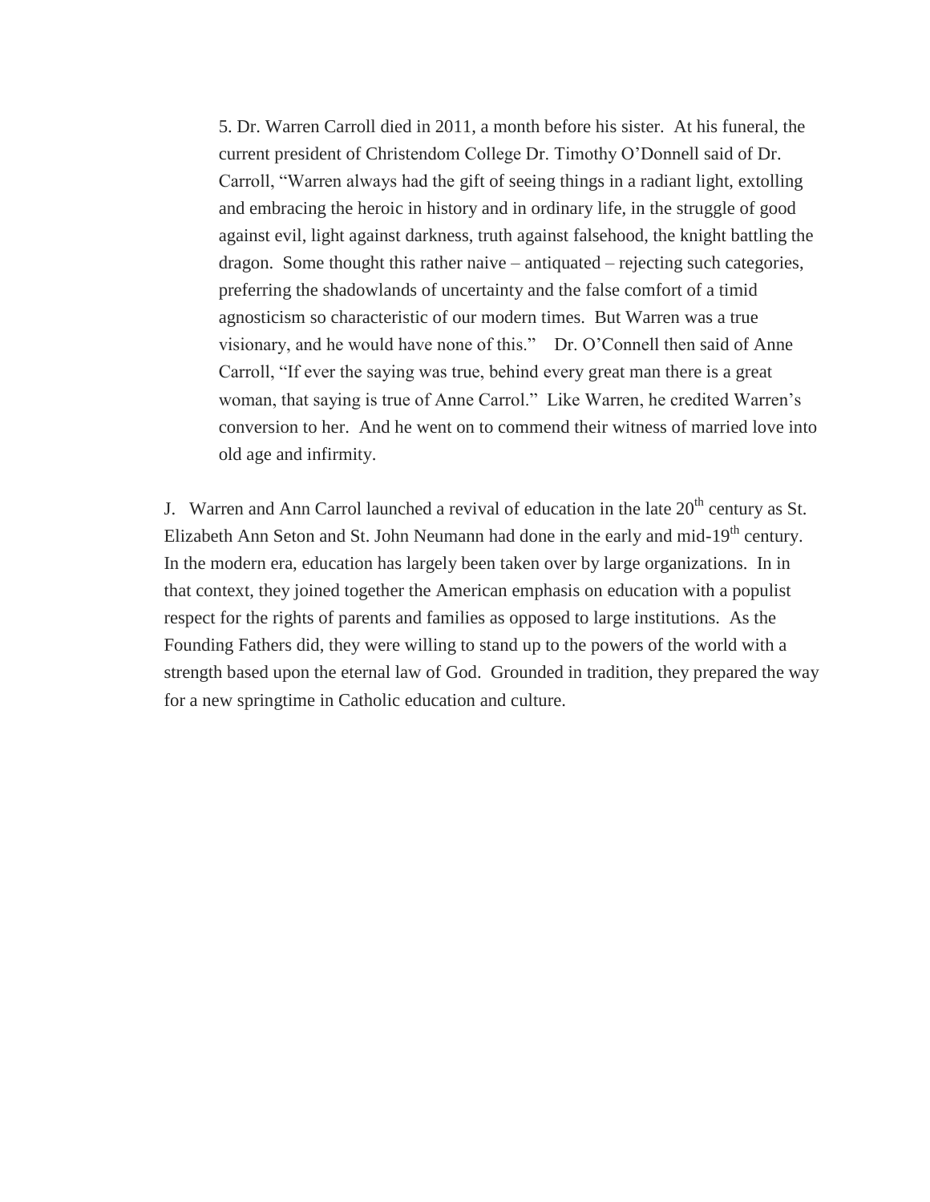5. Dr. Warren Carroll died in 2011, a month before his sister. At his funeral, the current president of Christendom College Dr. Timothy O'Donnell said of Dr. Carroll, "Warren always had the gift of seeing things in a radiant light, extolling and embracing the heroic in history and in ordinary life, in the struggle of good against evil, light against darkness, truth against falsehood, the knight battling the dragon. Some thought this rather naive – antiquated – rejecting such categories, preferring the shadowlands of uncertainty and the false comfort of a timid agnosticism so characteristic of our modern times. But Warren was a true visionary, and he would have none of this." Dr. O'Connell then said of Anne Carroll, "If ever the saying was true, behind every great man there is a great woman, that saying is true of Anne Carrol." Like Warren, he credited Warren's conversion to her. And he went on to commend their witness of married love into old age and infirmity.

J. Warren and Ann Carrol launched a revival of education in the late 20th century as St. Elizabeth Ann Seton and St. John Neumann had done in the early and mid-19th century. In the modern era, education has largely been taken over by large organizations. In in that context, they joined together the American emphasis on education with a populist respect for the rights of parents and families as opposed to large institutions. As the Founding Fathers did, they were willing to stand up to the powers of the world with a strength based upon the eternal law of God. Grounded in tradition, they prepared the way for a new springtime in Catholic education and culture.